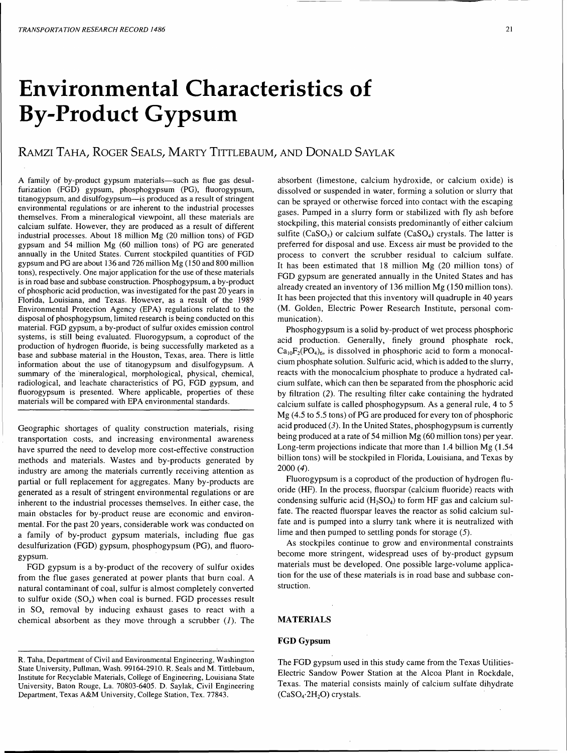# Environmental Characteristics of By-Product Gypsum

RAMZI TAHA, ROGER SEALS, MARTY TITTLEBAUM, AND DONALD SAYLAK

A family of by-product gypsum materials—such as flue gas desulfurization (FGD) gypsum, phosphogypsum (PG), fluorogypsum, titanogypsum, and disulfogypsum—is produced as a result of stringent environmental regulations or are inherent to the industrial processes themselves. From a mineralogical viewpoint, all these materials are calcium sulfate. However, they are produced as a result of different industrial processes. About 18 million Mg (20 million tons) of FGD gypsum and 54 million Mg (60 million tons) of PG are generated annually in the United States. Current stockpiled quantities of FGD gypsum and PG are about 136 and 726 million Mg (150 and 800 million tons), respectively. One major application for the use of these materials is in road base and subbase construction. Phosphogypsum, a by-product of phosphoric acid production, was investigated for the past 20 years in Florida, Louisiana, and Texas. However, as a result of the 1989 Environmental Protection Agency (EPA) regulations related to the disposal of phosphogypsum, limited research is being conducted on this material. FGD gypsum, a by-product of sulfur oxides emission control systems, is still being evaluated. Fluorogypsum, a coproduct of the production of hydrogen fluoride, is being successfully marketed as a base and subbase material in the Houston, Texas, area. There is little information about the use of titanogypsum and disulfogypsum. A summary of the mineralogical, morphological, physical, chemical, radiological, and leachate characteristics of PG, FGD gypsum, and fluorogypsum is presented. Where applicable, properties of these materials will be compared with EPA environmental standards.

Geographic shortages of quality construction materials, rising transportation costs, and increasing environmental awareness have spurred the need to develop more cost-effective construction methods and materials. Wastes and by-products generated by industry are among the materials currently receiving attention as partial or full replacement for aggregates. Many by-products are generated as a result of stringent environmental regulations or are inherent to the industrial processes themselves. In either case, the main obstacles for by-product reuse are economic and environmental. For the past 20 years, considerable work was conducted on a family of by-product gypsum materials, including flue gas desulfurization (FGD) gypsum, phosphogypsum (PG), and fluorogypsum.

FGD gypsum is a by-product of the recovery of sulfur oxides from the flue gases generated at power plants that burn coal. A natural contaminant of coal, sulfur is almost completely converted to sulfur oxide ($SO_x$) when coal is burned. FGD processes result in $SO_x$ removal by inducing exhaust gases to react with a chemical absorbent as they move through a scrubber (*1*). The absorbent (limestone, calcium hydroxide, or calcium oxide) is dissolved or suspended in water, forming a solution or slurry that can be sprayed or otherwise forced into contact with the escaping gases. Pumped in a slurry form or stabilized with fly ash before stockpiling, this material consists predominantly of either calcium sulfite ($CaSO_3$) or calcium sulfate ($CaSO_4$) crystals. The latter is preferred for disposal and use. Excess air must be provided to the process to convert the scrubber residual to calcium sulfate. It has been estimated that 18 million Mg (20 million tons) of FGD gypsum are generated annually in the United States and has already created an inventory of 136 million Mg (150 million tons). It has been projected that this inventory will quadruple in 40 years (M. Golden, Electric Power Research Institute, personal communication).

Phosphogypsum is a solid by-product of wet process phosphoric acid production. Generally, finely ground phosphate rock, $Ca_{10}F_2(PO_4)_6$, is dissolved in phosphoric acid to form a monocalcium phosphate solution. Sulfuric acid, which is added to the slurry, reacts with the monocalcium phosphate to produce a hydrated calcium sulfate, which can then be separated from the phosphoric acid by filtration (*2*). The resulting filter cake containing the hydrated calcium sulfate is called phosphogypsum. As a general rule, 4 to 5 Mg (4.5 to 5.5 tons) of PG are produced for every ton of phosphoric acid produced (*3*). In the United States, phosphogypsum is currently being produced at a rate of 54 million Mg (60 million tons) per year. Long-term projections indicate that more than 1.4 billion Mg (1.54 billion tons) will be stockpiled in Florida, Louisiana, and Texas by 2000 (*4*).

Fluorogypsum is a coproduct of the production of hydrogen fluoride (HF). In the process, fluorspar (calcium fluoride) reacts with condensing sulfuric acid ($H_2SO_4$) to form HF gas and calcium sulfate. The reacted fluorspar leaves the reactor as solid calcium sulfate and is pumped into a slurry tank where it is neutralized with lime and then pumped to settling ponds for storage (*5*).

As stockpiles continue to grow and environmental constraints become more stringent, widespread uses of by-product gypsum materials must be developed. One possible large-volume application for the use of these materials is in road base and subbase construction.

## MATERIALS

### FGD Gypsum

The FGD gypsum used in this study came from the Texas Utilities-Electric Sandow Power Station at the Alcoa Plant in Rockdale, Texas. The material consists mainly of calcium sulfate dihydrate ($CaSO_4{\cdot}2H_2O$) crystals.

R. Taha, Department of Civil and Environmental Engineering, Washington State University, Pullman, Wash. 99164-2910. R. Seals and M. Tittlebaum, Institute for Recyclable Materials, College of Engineering, Louisiana State University, Baton Rouge, La. 70803-6405. D. Saylak, Civil Engineering Department, Texas A&M University, College Station, Tex. 77843.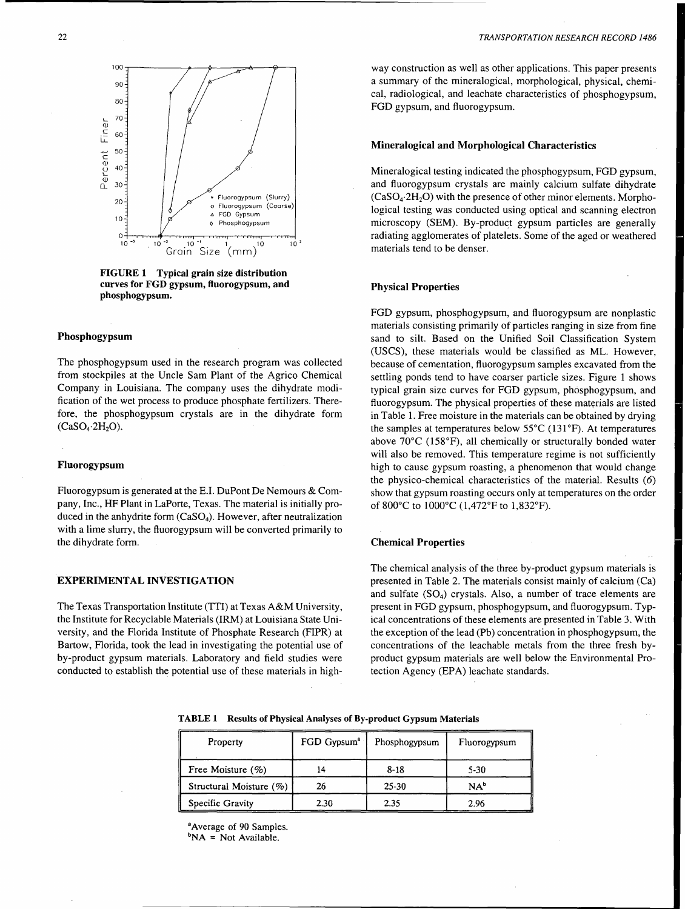100
90
80
70
60
50
40
30
20
10
0
Percent Finer
$10^{-3}$ $10^{-2}$ $10^{-1}$ 1 10 $10^{2}$
Grain Size (mm)
Fluorogypsum (Slurry)
Fluorogypsum (Coarse)
FGD Gypsum
Phosphogypsum

**FIGURE 1 Typical grain size distribution curves for FGD gypsum, fluorogypsum, and phosphogypsum.**

### Phosphogypsum

The phosphogypsum used in the research program was collected from stockpiles at the Uncle Sam Plant of the Agrico Chemical Company in Louisiana. The company uses the dihydrate modification of the wet process to produce phosphate fertilizers. Therefore, the phosphogypsum crystals are in the dihydrate form ($CaSO_4 \cdot 2H_2O$).

### Fluorogypsum

Fluorogypsum is generated at the E.I. DuPont De Nemours & Company, Inc., HF Plant in LaPorte, Texas. The material is initially produced in the anhydrite form ($CaSO_4$). However, after neutralization with a lime slurry, the fluorogypsum will be converted primarily to the dihydrate form.

## EXPERIMENTAL INVESTIGATION

The Texas Transportation Institute (TTI) at Texas A&M University, the Institute for Recyclable Materials (IRM) at Louisiana State University, and the Florida Institute of Phosphate Research (FIPR) at Bartow, Florida, took the lead in investigating the potential use of by-product gypsum materials. Laboratory and field studies were conducted to establish the potential use of these materials in highway construction as well as other applications. This paper presents a summary of the mineralogical, morphological, physical, chemical, radiological, and leachate characteristics of phosphogypsum, FGD gypsum, and fluorogypsum.

### Mineralogical and Morphological Characteristics

Mineralogical testing indicated the phosphogypsum, FGD gypsum, and fluorogypsum crystals are mainly calcium sulfate dihydrate ($CaSO_4 \cdot 2H_2O$) with the presence of other minor elements. Morphological testing was conducted using optical and scanning electron microscopy (SEM). By-product gypsum particles are generally radiating agglomerates of platelets. Some of the aged or weathered materials tend to be denser.

### Physical Properties

FGD gypsum, phosphogypsum, and fluorogypsum are nonplastic materials consisting primarily of particles ranging in size from fine sand to silt. Based on the Unified Soil Classification System (USCS), these materials would be classified as ML. However, because of cementation, fluorogypsum samples excavated from the settling ponds tend to have coarser particle sizes. Figure 1 shows typical grain size curves for FGD gypsum, phosphogypsum, and fluorogypsum. The physical properties of these materials are listed in Table 1. Free moisture in the materials can be obtained by drying the samples at temperatures below 55°C (131°F). At temperatures above 70°C (158°F), all chemically or structurally bonded water will also be removed. This temperature regime is not sufficiently high to cause gypsum roasting, a phenomenon that would change the physico-chemical characteristics of the material. Results (*6*) show that gypsum roasting occurs only at temperatures on the order of 800°C to 1000°C (1,472°F to 1,832°F).

### Chemical Properties

The chemical analysis of the three by-product gypsum materials is presented in Table 2. The materials consist mainly of calcium (Ca) and sulfate ($SO_4$) crystals. Also, a number of trace elements are present in FGD gypsum, phosphogypsum, and fluorogypsum. Typical concentrations of these elements are presented in Table 3. With the exception of the lead (Pb) concentration in phosphogypsum, the concentrations of the leachable metals from the three fresh by-product gypsum materials are well below the Environmental Protection Agency (EPA) leachate standards.

**TABLE 1 Results of Physical Analyses of By-product Gypsum Materials**

| Property | FGD Gypsum[a] | Phosphogypsum | Fluorogypsum |
|---|---|---|---|
| Free Moisture (%) | 14 | 8-18 | 5-30 |
| Structural Moisture (%) | 26 | 25-30 | NA[b] |
| Specific Gravity | 2.30 | 2.35 | 2.96 |

[a]Average of 90 Samples.
[b]NA = Not Available.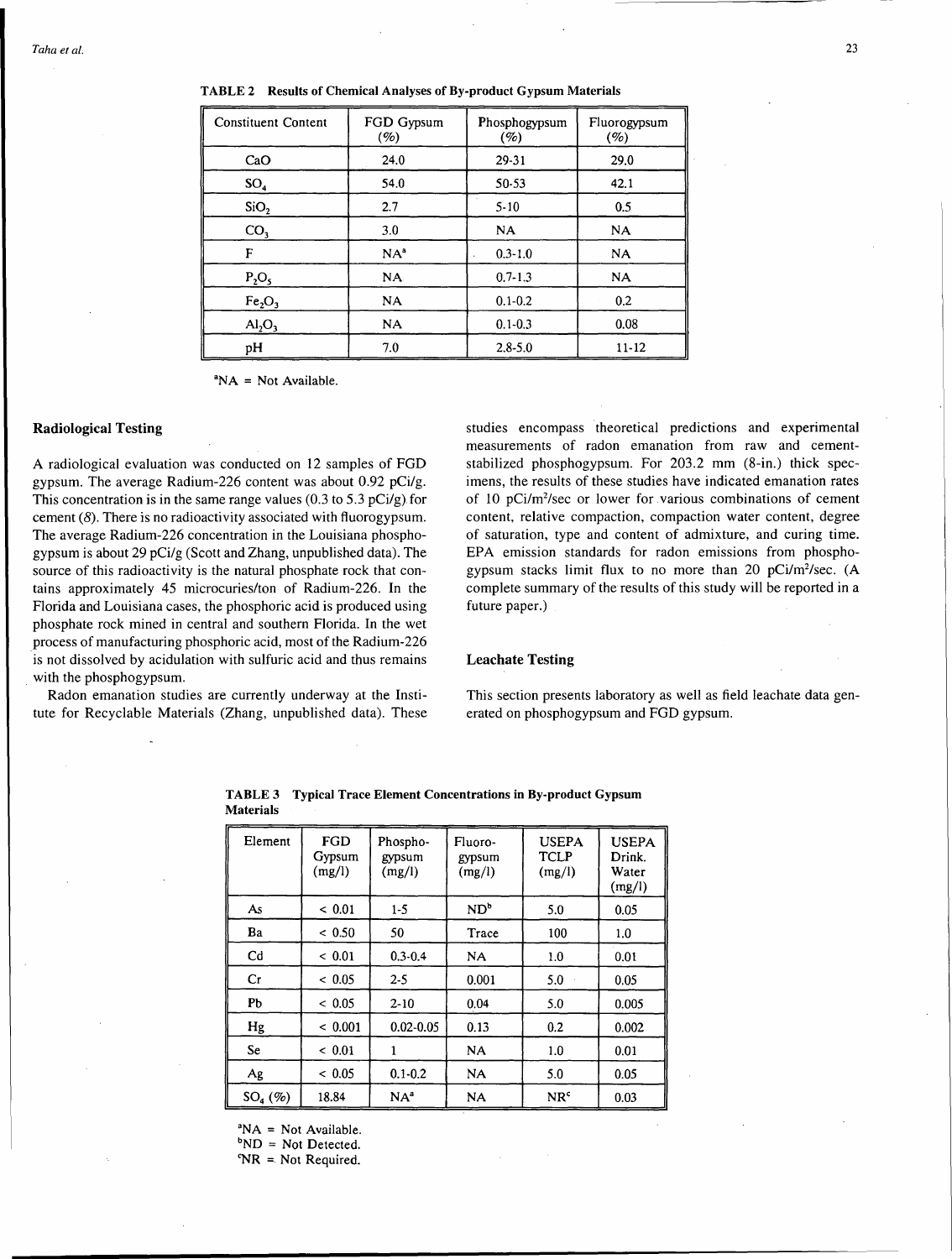**TABLE 2 Results of Chemical Analyses of By-product Gypsum Materials**

| Constituent Content | FGD Gypsum (%) | Phosphogypsum (%) | Fluorogypsum (%) |
| --- | --- | --- | --- |
| CaO | 24.0 | 29-31 | 29.0 |
| $SO_4$ | 54.0 | 50-53 | 42.1 |
| $SiO_2$ | 2.7 | 5-10 | 0.5 |
| $CO_3$ | 3.0 | NA | NA |
| F | NA[a] | 0.3-1.0 | NA |
| $P_2O_5$ | NA | 0.7-1.3 | NA |
| $Fe_2O_3$ | NA | 0.1-0.2 | 0.2 |
| $Al_2O_3$ | NA | 0.1-0.3 | 0.08 |
| pH | 7.0 | 2.8-5.0 | 11-12 |

[a]NA = Not Available.

### Radiological Testing

A radiological evaluation was conducted on 12 samples of FGD gypsum. The average Radium-226 content was about 0.92 pCi/g. This concentration is in the same range values (0.3 to 5.3 pCi/g) for cement (*8*). There is no radioactivity associated with fluorogypsum. The average Radium-226 concentration in the Louisiana phosphogypsum is about 29 pCi/g (Scott and Zhang, unpublished data). The source of this radioactivity is the natural phosphate rock that contains approximately 45 microcuries/ton of Radium-226. In the Florida and Louisiana cases, the phosphoric acid is produced using phosphate rock mined in central and southern Florida. In the wet process of manufacturing phosphoric acid, most of the Radium-226 is not dissolved by acidulation with sulfuric acid and thus remains with the phosphogypsum.

Radon emanation studies are currently underway at the Institute for Recyclable Materials (Zhang, unpublished data). These studies encompass theoretical predictions and experimental measurements of radon emanation from raw and cement-stabilized phosphogypsum. For 203.2 mm (8-in.) thick specimens, the results of these studies have indicated emanation rates of 10 pCi/m$^2$/sec or lower for various combinations of cement content, relative compaction, compaction water content, degree of saturation, type and content of admixture, and curing time. EPA emission standards for radon emissions from phosphogypsum stacks limit flux to no more than 20 pCi/m$^2$/sec. (A complete summary of the results of this study will be reported in a future paper.)

### Leachate Testing

This section presents laboratory as well as field leachate data generated on phosphogypsum and FGD gypsum.

**TABLE 3 Typical Trace Element Concentrations in By-product Gypsum Materials**

| Element | FGD Gypsum (mg/l) | Phospho-gypsum (mg/l) | Fluoro-gypsum (mg/l) | USEPA TCLP (mg/l) | USEPA Drink. Water (mg/l) |
| --- | --- | --- | --- | --- | --- |
| As | < 0.01 | 1-5 | ND[b] | 5.0 | 0.05 |
| Ba | < 0.50 | 50 | Trace | 100 | 1.0 |
| Cd | < 0.01 | 0.3-0.4 | NA | 1.0 | 0.01 |
| Cr | < 0.05 | 2-5 | 0.001 | 5.0 | 0.05 |
| Pb | < 0.05 | 2-10 | 0.04 | 5.0 | 0.005 |
| Hg | < 0.001 | 0.02-0.05 | 0.13 | 0.2 | 0.002 |
| Se | < 0.01 | 1 | NA | 1.0 | 0.01 |
| Ag | < 0.05 | 0.1-0.2 | NA | 5.0 | 0.05 |
| $SO_4$ (%) | 18.84 | NA[a] | NA | NR[c] | 0.03 |

[a]NA = Not Available.
[b]ND = Not Detected.
[c]NR = Not Required.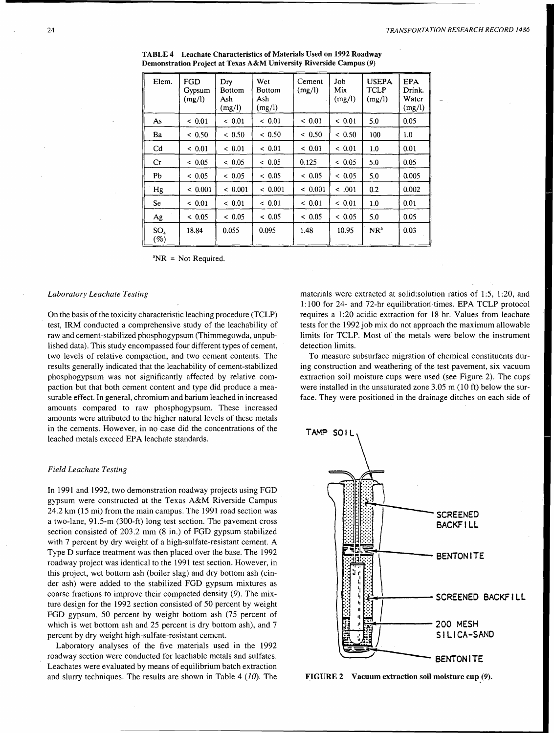**TABLE 4 Leachate Characteristics of Materials Used on 1992 Roadway Demonstration Project at Texas A&M University Riverside Campus (9)**

| Elem. | FGD Gypsum (mg/l) | Dry Bottom Ash (mg/l) | Wet Bottom Ash (mg/l) | Cement (mg/l) | Job Mix (mg/l) | USEPA TCLP (mg/l) | EPA Drink. Water (mg/l) |
|---|---|---|---|---|---|---|---|
| As | < 0.01 | < 0.01 | < 0.01 | < 0.01 | < 0.01 | 5.0 | 0.05 |
| Ba | < 0.50 | < 0.50 | < 0.50 | < 0.50 | < 0.50 | 100 | 1.0 |
| Cd | < 0.01 | < 0.01 | < 0.01 | < 0.01 | < 0.01 | 1.0 | 0.01 |
| Cr | < 0.05 | < 0.05 | < 0.05 | 0.125 | < 0.05 | 5.0 | 0.05 |
| Pb | < 0.05 | < 0.05 | < 0.05 | < 0.05 | < 0.05 | 5.0 | 0.005 |
| Hg | < 0.001 | < 0.001 | < 0.001 | < 0.001 | < .001 | 0.2 | 0.002 |
| Se | < 0.01 | < 0.01 | < 0.01 | < 0.01 | < 0.01 | 1.0 | 0.01 |
| Ag | < 0.05 | < 0.05 | < 0.05 | < 0.05 | < 0.05 | 5.0 | 0.05 |
| $SO_4$ (%) | 18.84 | 0.055 | 0.095 | 1.48 | 10.95 | NR[a] | 0.03 |

[a]NR = Not Required.

*Laboratory Leachate Testing*

On the basis of the toxicity characteristic leaching procedure (TCLP) test, IRM conducted a comprehensive study of the leachability of raw and cement-stabilized phosphogypsum (Thimmegowda, unpublished data). This study encompassed four different types of cement, two levels of relative compaction, and two cement contents. The results generally indicated that the leachability of cement-stabilized phosphogypsum was not significantly affected by relative compaction but that both cement content and type did produce a measurable effect. In general, chromium and barium leached in increased amounts compared to raw phosphogypsum. These increased amounts were attributed to the higher natural levels of these metals in the cements. However, in no case did the concentrations of the leached metals exceed EPA leachate standards.

*Field Leachate Testing*

In 1991 and 1992, two demonstration roadway projects using FGD gypsum were constructed at the Texas A&M Riverside Campus 24.2 km (15 mi) from the main campus. The 1991 road section was a two-lane, 91.5-m (300-ft) long test section. The pavement cross section consisted of 203.2 mm (8 in.) of FGD gypsum stabilized with 7 percent by dry weight of a high-sulfate-resistant cement. A Type D surface treatment was then placed over the base. The 1992 roadway project was identical to the 1991 test section. However, in this project, wet bottom ash (boiler slag) and dry bottom ash (cinder ash) were added to the stabilized FGD gypsum mixtures as coarse fractions to improve their compacted density (9). The mixture design for the 1992 section consisted of 50 percent by weight FGD gypsum, 50 percent by weight bottom ash (75 percent of which is wet bottom ash and 25 percent is dry bottom ash), and 7 percent by dry weight high-sulfate-resistant cement.

Laboratory analyses of the five materials used in the 1992 roadway section were conducted for leachable metals and sulfates. Leachates were evaluated by means of equilibrium batch extraction and slurry techniques. The results are shown in Table 4 (10). The materials were extracted at solid:solution ratios of 1:5, 1:20, and 1:100 for 24- and 72-hr equilibration times. EPA TCLP protocol requires a 1:20 acidic extraction for 18 hr. Values from leachate tests for the 1992 job mix do not approach the maximum allowable limits for TCLP. Most of the metals were below the instrument detection limits.

To measure subsurface migration of chemical constituents during construction and weathering of the test pavement, six vacuum extraction soil moisture cups were used (see Figure 2). The cups were installed in the unsaturated zone 3.05 m (10 ft) below the surface. They were positioned in the drainage ditches on each side of

TAMP SOIL

SCREENED BACKFILL

BENTONITE

SCREENED BACKFILL

200 MESH SILICA-SAND

BENTONITE

**FIGURE 2 Vacuum extraction soil moisture cup (9).**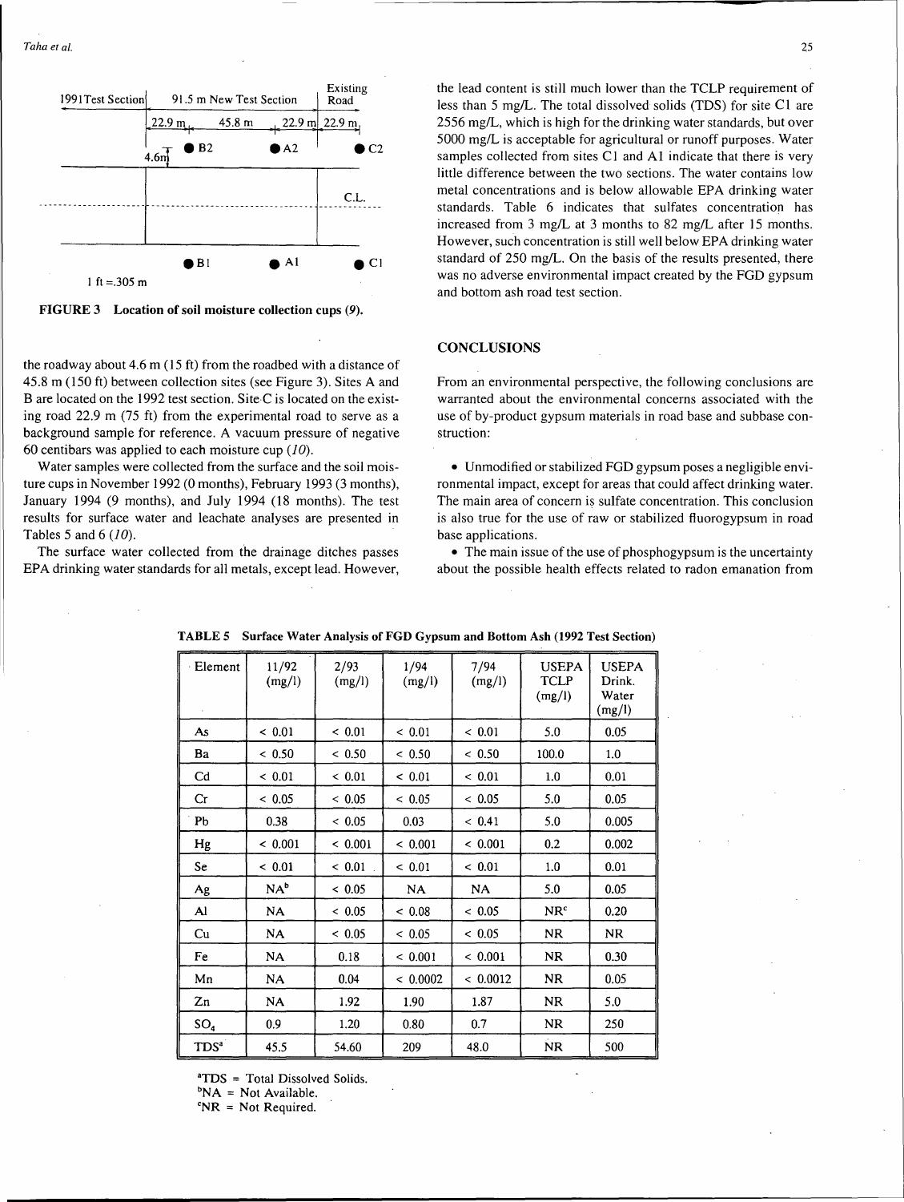1991Test Section

91.5 m New Test Section

Existing Road

22.9 m

45.8 m

22.9 m

22.9 m

4.6m

B2

A2

C2

C.L.

B1

A1

C1

1 ft =.305 m

**FIGURE 3 Location of soil moisture collection cups (9).**

the roadway about 4.6 m (15 ft) from the roadbed with a distance of 45.8 m (150 ft) between collection sites (see Figure 3). Sites A and B are located on the 1992 test section. Site C is located on the existing road 22.9 m (75 ft) from the experimental road to serve as a background sample for reference. A vacuum pressure of negative 60 centibars was applied to each moisture cup (*10*).

Water samples were collected from the surface and the soil moisture cups in November 1992 (0 months), February 1993 (3 months), January 1994 (9 months), and July 1994 (18 months). The test results for surface water and leachate analyses are presented in Tables 5 and 6 (*10*).

The surface water collected from the drainage ditches passes EPA drinking water standards for all metals, except lead. However, the lead content is still much lower than the TCLP requirement of less than 5 mg/L. The total dissolved solids (TDS) for site C1 are 2556 mg/L, which is high for the drinking water standards, but over 5000 mg/L is acceptable for agricultural or runoff purposes. Water samples collected from sites C1 and A1 indicate that there is very little difference between the two sections. The water contains low metal concentrations and is below allowable EPA drinking water standards. Table 6 indicates that sulfates concentration has increased from 3 mg/L at 3 months to 82 mg/L after 15 months. However, such concentration is still well below EPA drinking water standard of 250 mg/L. On the basis of the results presented, there was no adverse environmental impact created by the FGD gypsum and bottom ash road test section.

## CONCLUSIONS

From an environmental perspective, the following conclusions are warranted about the environmental concerns associated with the use of by-product gypsum materials in road base and subbase construction:

- Unmodified or stabilized FGD gypsum poses a negligible environmental impact, except for areas that could affect drinking water. The main area of concern is sulfate concentration. This conclusion is also true for the use of raw or stabilized fluorogypsum in road base applications.
- The main issue of the use of phosphogypsum is the uncertainty about the possible health effects related to radon emanation from

**TABLE 5 Surface Water Analysis of FGD Gypsum and Bottom Ash (1992 Test Section)**

| Element | 11/92 (mg/l) | 2/93 (mg/l) | 1/94 (mg/l) | 7/94 (mg/l) | USEPA TCLP (mg/l) | USEPA Drink. Water (mg/l) |
|---|---|---|---|---|---|---|
| As | < 0.01 | < 0.01 | < 0.01 | < 0.01 | 5.0 | 0.05 |
| Ba | < 0.50 | < 0.50 | < 0.50 | < 0.50 | 100.0 | 1.0 |
| Cd | < 0.01 | < 0.01 | < 0.01 | < 0.01 | 1.0 | 0.01 |
| Cr | < 0.05 | < 0.05 | < 0.05 | < 0.05 | 5.0 | 0.05 |
| Pb | 0.38 | < 0.05 | 0.03 | < 0.41 | 5.0 | 0.005 |
| Hg | < 0.001 | < 0.001 | < 0.001 | < 0.001 | 0.2 | 0.002 |
| Se | < 0.01 | < 0.01 | < 0.01 | < 0.01 | 1.0 | 0.01 |
| Ag | NA[b] | < 0.05 | NA | NA | 5.0 | 0.05 |
| Al | NA | < 0.05 | < 0.08 | < 0.05 | NR[c] | 0.20 |
| Cu | NA | < 0.05 | < 0.05 | < 0.05 | NR | NR |
| Fe | NA | 0.18 | < 0.001 | < 0.001 | NR | 0.30 |
| Mn | NA | 0.04 | < 0.0002 | < 0.0012 | NR | 0.05 |
| Zn | NA | 1.92 | 1.90 | 1.87 | NR | 5.0 |
| $SO_4$ | 0.9 | 1.20 | 0.80 | 0.7 | NR | 250 |
| TDS[a] | 45.5 | 54.60 | 209 | 48.0 | NR | 500 |

[a]TDS = Total Dissolved Solids.
[b]NA = Not Available.
[c]NR = Not Required.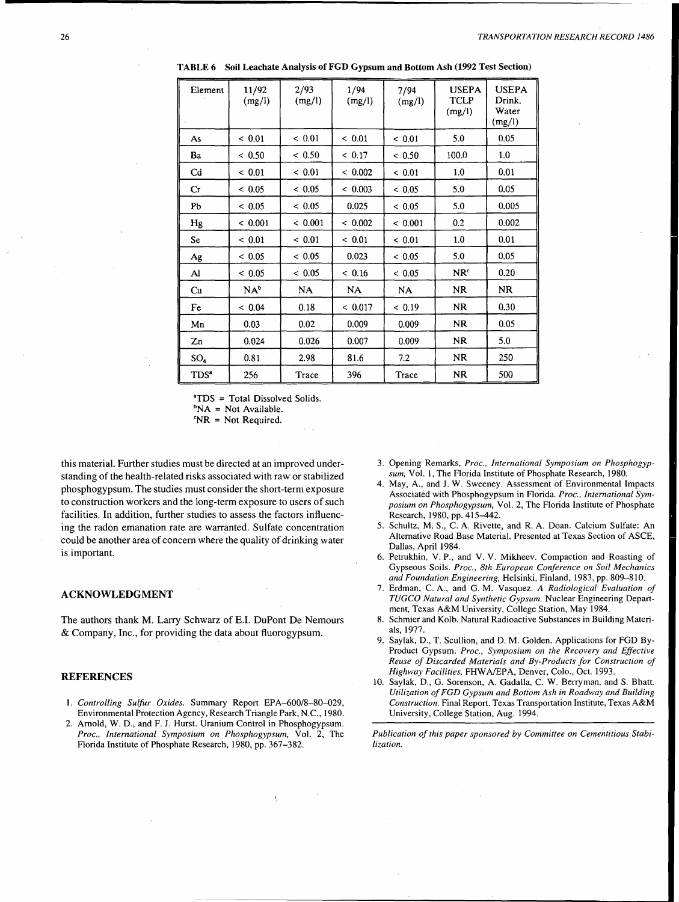**TABLE 6 Soil Leachate Analysis of FGD Gypsum and Bottom Ash (1992 Test Section)**

| Element | 11/92 (mg/l) | 2/93 (mg/l) | 1/94 (mg/l) | 7/94 (mg/l) | USEPA TCLP (mg/l) | USEPA Drink. Water (mg/l) |
|---|---|---|---|---|---|---|
| As | < 0.01 | < 0.01 | < 0.01 | < 0.01 | 5.0 | 0.05 |
| Ba | < 0.50 | < 0.50 | < 0.17 | < 0.50 | 100.0 | 1.0 |
| Cd | < 0.01 | < 0.01 | < 0.002 | < 0.01 | 1.0 | 0.01 |
| Cr | < 0.05 | < 0.05 | < 0.003 | < 0.05 | 5.0 | 0.05 |
| Pb | < 0.05 | < 0.05 | 0.025 | < 0.05 | 5.0 | 0.005 |
| Hg | < 0.001 | < 0.001 | < 0.002 | < 0.001 | 0.2 | 0.002 |
| Se | < 0.01 | < 0.01 | < 0.01 | < 0.01 | 1.0 | 0.01 |
| Ag | < 0.05 | < 0.05 | 0.023 | < 0.05 | 5.0 | 0.05 |
| Al | < 0.05 | < 0.05 | < 0.16 | < 0.05 | NR[c] | 0.20 |
| Cu | NA[b] | NA | NA | NA | NR | NR |
| Fe | < 0.04 | 0.18 | < 0.017 | < 0.19 | NR | 0.30 |
| Mn | 0.03 | 0.02 | 0.009 | 0.009 | NR | 0.05 |
| Zn | 0.024 | 0.026 | 0.007 | 0.009 | NR | 5.0 |
| $SO_4$ | 0.81 | 2.98 | 81.6 | 7.2 | NR | 250 |
| TDS[a] | 256 | Trace | 396 | Trace | NR | 500 |

[a]TDS = Total Dissolved Solids.
[b]NA = Not Available.
[c]NR = Not Required.

this material. Further studies must be directed at an improved understanding of the health-related risks associated with raw or stabilized phosphogypsum. The studies must consider the short-term exposure to construction workers and the long-term exposure to users of such facilities. In addition, further studies to assess the factors influencing the radon emanation rate are warranted. Sulfate concentration could be another area of concern where the quality of drinking water is important.

## ACKNOWLEDGMENT

The authors thank M. Larry Schwarz of E.I. DuPont De Nemours & Company, Inc., for providing the data about fluorogypsum.

## REFERENCES

1. *Controlling Sulfur Oxides.* Summary Report EPA-600/8-80-029, Environmental Protection Agency, Research Triangle Park, N.C., 1980.
2. Arnold, W. D., and F. J. Hurst. Uranium Control in Phosphogypsum. *Proc., International Symposium on Phosphogypsum,* Vol. 2, The Florida Institute of Phosphate Research, 1980, pp. 367–382.
3. Opening Remarks, *Proc., International Symposium on Phosphogypsum,* Vol. 1, The Florida Institute of Phosphate Research, 1980.
4. May, A., and J. W. Sweeney. Assessment of Environmental Impacts Associated with Phosphogypsum in Florida. *Proc., International Symposium on Phosphogypsum,* Vol. 2, The Florida Institute of Phosphate Research, 1980, pp. 415–442.
5. Schultz, M. S., C. A. Rivette, and R. A. Doan. Calcium Sulfate: An Alternative Road Base Material. Presented at Texas Section of ASCE, Dallas, April 1984.
6. Petrukhin, V. P., and V. V. Mikheev. Compaction and Roasting of Gypseous Soils. *Proc., 8th European Conference on Soil Mechanics and Foundation Engineering,* Helsinki, Finland, 1983, pp. 809–810.
7. Erdman, C. A., and G. M. Vasquez. *A Radiological Evaluation of TUGCO Natural and Synthetic Gypsum.* Nuclear Engineering Department, Texas A&M University, College Station, May 1984.
8. Schmier and Kolb. Natural Radioactive Substances in Building Materials, 1977.
9. Saylak, D., T. Scullion, and D. M. Golden. Applications for FGD By-Product Gypsum. *Proc., Symposium on the Recovery and Effective Reuse of Discarded Materials and By-Products for Construction of Highway Facilities,* FHWA/EPA, Denver, Colo., Oct. 1993.
10. Saylak, D., G. Sorenson, A. Gadalla, C. W. Berryman, and S. Bhatt. *Utilization of FGD Gypsum and Bottom Ash in Roadway and Building Construction.* Final Report. Texas Transportation Institute, Texas A&M University, College Station, Aug. 1994.

*Publication of this paper sponsored by Committee on Cementitious Stabilization.*